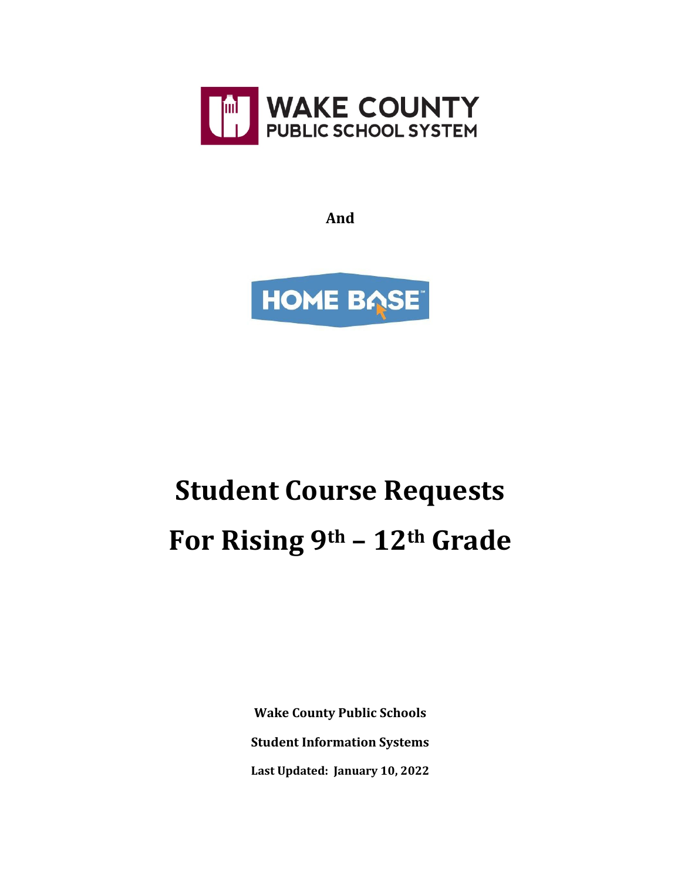WAKE COUNTY PUBLIC SCHOOL SYSTEM

**And**

HOME BASE

# Student Course Requests For Rising 9th – 12th Grade

**Wake County Public Schools**

**Student Information Systems**

**Last Updated: January 10, 2022**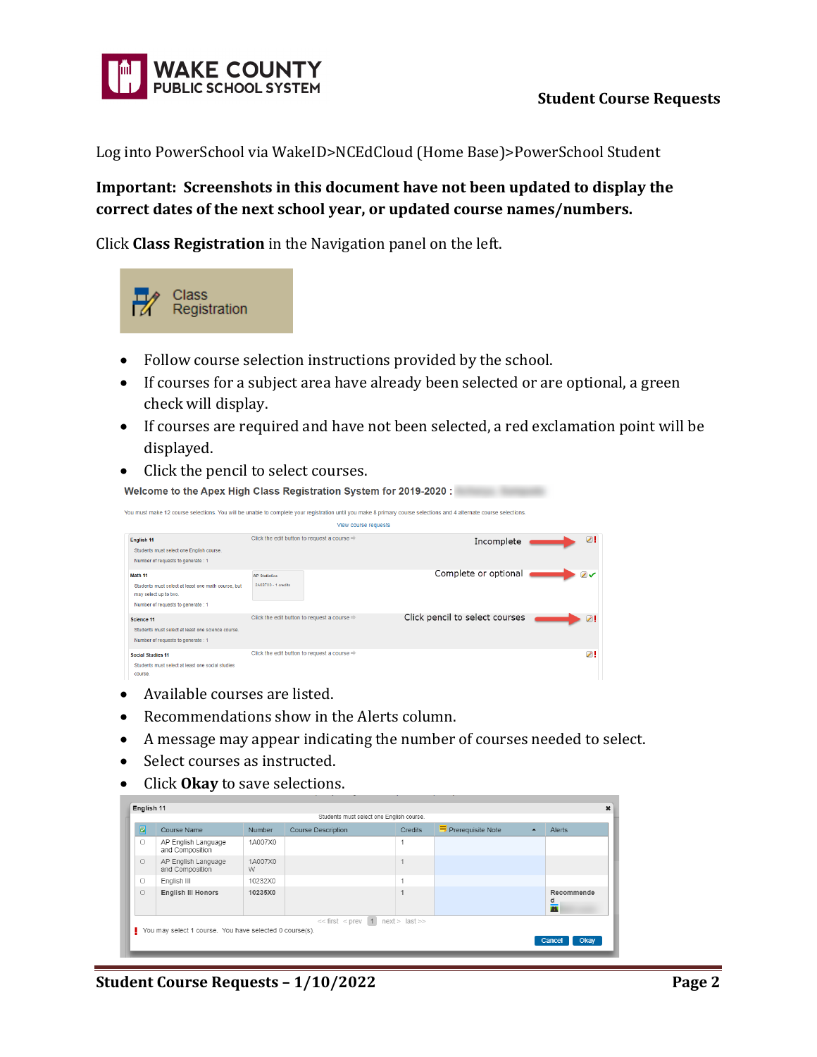Log into PowerSchool via WakeID>NCEdCloud (Home Base)>PowerSchool Student

**Important: Screenshots in this document have not been updated to display the correct dates of the next school year, or updated course names/numbers.**

Click **Class Registration** in the Navigation panel on the left.

- Follow course selection instructions provided by the school.
- If courses for a subject area have already been selected or are optional, a green check will display.
- If courses are required and have not been selected, a red exclamation point will be displayed.
- Click the pencil to select courses.

- Available courses are listed.
- Recommendations show in the Alerts column.
- A message may appear indicating the number of courses needed to select.
- Select courses as instructed.
- Click **Okay** to save selections.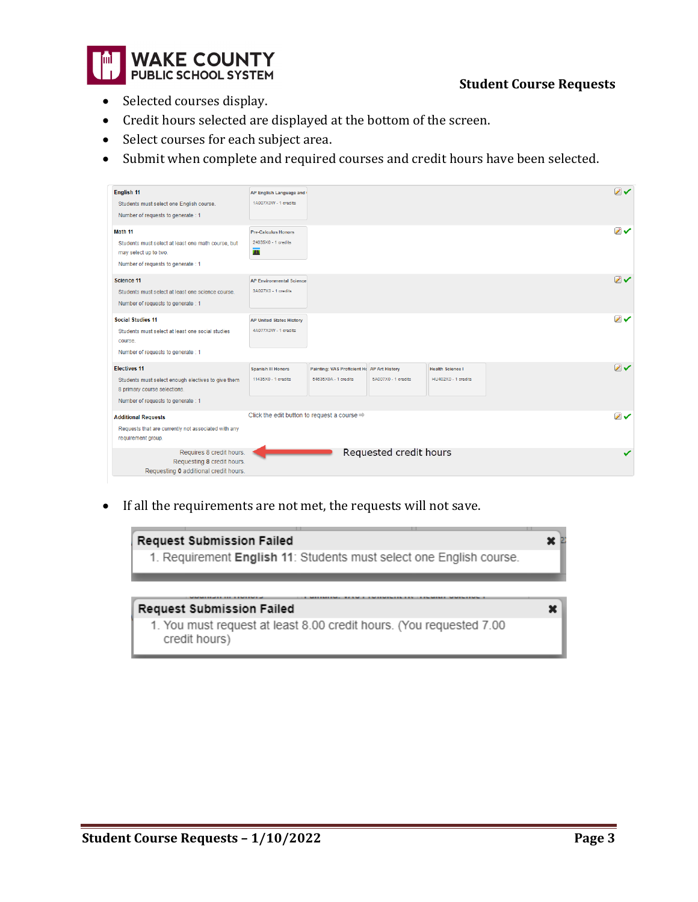- Selected courses display.
- Credit hours selected are displayed at the bottom of the screen.
- Select courses for each subject area.
- Submit when complete and required courses and credit hours have been selected.

| Requirement | Selected Courses |
|---|---|
| **English 11** Students must select one English course. Number of requests to generate : 1 | AP English Language and · 1A007X0W - 1 credits |
| **Math 11** Students must select at least one math course, but may select up to two. Number of requests to generate : 1 | Pre-Calculus Honors · 2403SX0 - 1 credits |
| **Science 11** Students must select at least one science course. Number of requests to generate : 1 | AP Environmental Science · 3A027X0 - 1 credits |
| **Social Studies 11** Students must select at least one social studies course. Number of requests to generate : 1 | AP United States History · 4A077X0W - 1 credits |
| **Electives 11** Students must select enough electives to give them 8 primary course selections. Number of requests to generate : 1 | Spanish III Honors · 11435X0 - 1 credits; Painting: VAS Proficient Hc · 54635X0A - 1 credits; AP Art History · 5A007X0 - 1 credits; Health Science I · HU402X0 - 1 credits |
| **Additional Requests** Requests that are currently not associated with any requirement group. | Click the edit button to request a course ⇨ |

Requires 8 credit hours.
Requesting 8 credit hours.
Requesting 0 additional credit hours.

Requested credit hours

- If all the requirements are not met, the requests will not save.

**Request Submission Failed**

1. Requirement **English 11**: Students must select one English course.

**Request Submission Failed**

1. You must request at least 8.00 credit hours. (You requested 7.00 credit hours)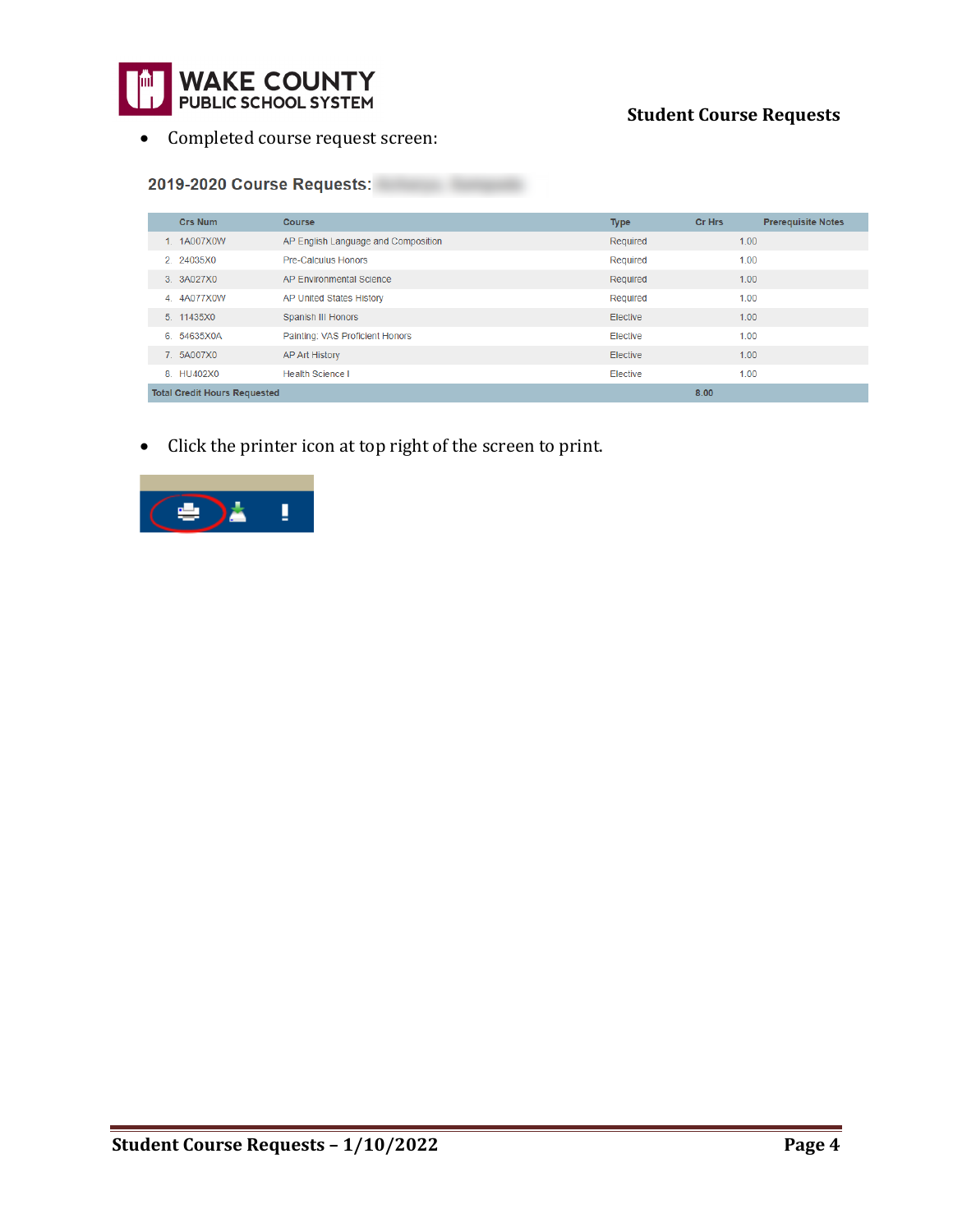- Completed course request screen:

**2019-2020 Course Requests:**

| | Crs Num | Course | Type | Cr Hrs | Prerequisite Notes |
|---|---|---|---|---|---|
| 1. | 1A007X0W | AP English Language and Composition | Required | 1.00 | |
| 2. | 24035X0 | Pre-Calculus Honors | Required | 1.00 | |
| 3. | 3A027X0 | AP Environmental Science | Required | 1.00 | |
| 4. | 4A077X0W | AP United States History | Required | 1.00 | |
| 5. | 11435X0 | Spanish III Honors | Elective | 1.00 | |
| 6. | 54635X0A | Painting: VAS Proficient Honors | Elective | 1.00 | |
| 7. | 5A007X0 | AP Art History | Elective | 1.00 | |
| 8. | HU402X0 | Health Science I | Elective | 1.00 | |
| Total Credit Hours Requested | | | | 8.00 | |

- Click the printer icon at top right of the screen to print.